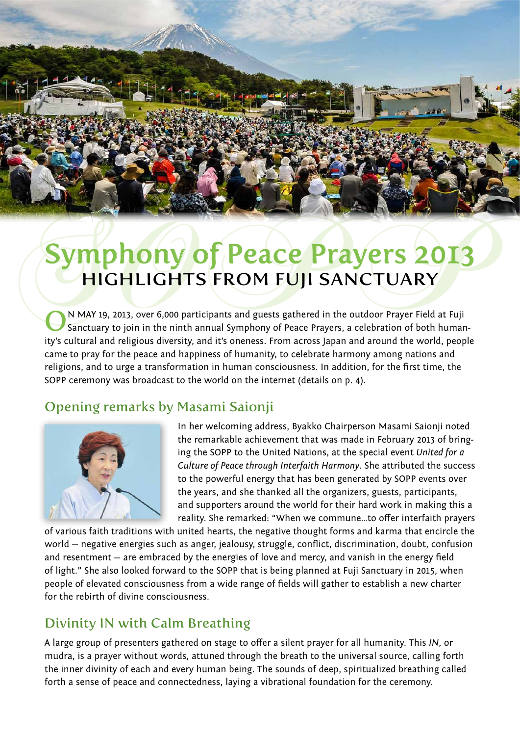# Symphony of Peace Prayers 2013
## HIGHLIGHTS FROM FUJI SANCTUARY

ON MAY 19, 2013, over 6,000 participants and guests gathered in the outdoor Prayer Field at Fuji Sanctuary to join in the ninth annual Symphony of Peace Prayers, a celebration of both humanity's cultural and religious diversity, and it's oneness. From across Japan and around the world, people came to pray for the peace and happiness of humanity, to celebrate harmony among nations and religions, and to urge a transformation in human consciousness. In addition, for the first time, the SOPP ceremony was broadcast to the world on the internet (details on p. 4).

### Opening remarks by Masami Saionji

In her welcoming address, Byakko Chairperson Masami Saionji noted the remarkable achievement that was made in February 2013 of bringing the SOPP to the United Nations, at the special event *United for a Culture of Peace through Interfaith Harmony*. She attributed the success to the powerful energy that has been generated by SOPP events over the years, and she thanked all the organizers, guests, participants, and supporters around the world for their hard work in making this a reality. She remarked: "When we commune…to offer interfaith prayers of various faith traditions with united hearts, the negative thought forms and karma that encircle the world — negative energies such as anger, jealousy, struggle, conflict, discrimination, doubt, confusion and resentment — are embraced by the energies of love and mercy, and vanish in the energy field of light." She also looked forward to the SOPP that is being planned at Fuji Sanctuary in 2015, when people of elevated consciousness from a wide range of fields will gather to establish a new charter for the rebirth of divine consciousness.

### Divinity IN with Calm Breathing

A large group of presenters gathered on stage to offer a silent prayer for all humanity. This *IN*, or mudra, is a prayer without words, attuned through the breath to the universal source, calling forth the inner divinity of each and every human being. The sounds of deep, spiritualized breathing called forth a sense of peace and connectedness, laying a vibrational foundation for the ceremony.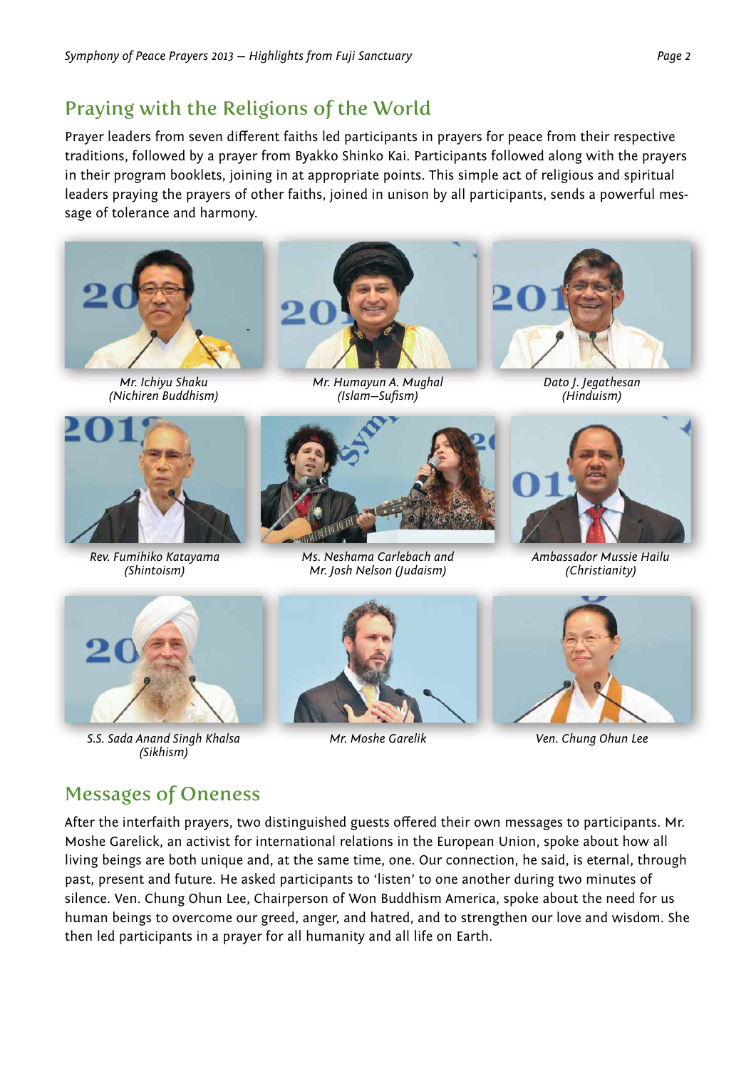## Praying with the Religions of the World

Prayer leaders from seven different faiths led participants in prayers for peace from their respective traditions, followed by a prayer from Byakko Shinko Kai. Participants followed along with the prayers in their program booklets, joining in at appropriate points. This simple act of religious and spiritual leaders praying the prayers of other faiths, joined in unison by all participants, sends a powerful message of tolerance and harmony.

*Mr. Ichiyu Shaku (Nichiren Buddhism)*

*Mr. Humayun A. Mughal (Islam—Sufism)*

*Dato J. Jegathesan (Hinduism)*

*Rev. Fumihiko Katayama (Shintoism)*

*Ms. Neshama Carlebach and Mr. Josh Nelson (Judaism)*

*Ambassador Mussie Hailu (Christianity)*

*S.S. Sada Anand Singh Khalsa (Sikhism)*

*Mr. Moshe Garelik*

*Ven. Chung Ohun Lee*

## Messages of Oneness

After the interfaith prayers, two distinguished guests offered their own messages to participants. Mr. Moshe Garelick, an activist for international relations in the European Union, spoke about how all living beings are both unique and, at the same time, one. Our connection, he said, is eternal, through past, present and future. He asked participants to 'listen' to one another during two minutes of silence. Ven. Chung Ohun Lee, Chairperson of Won Buddhism America, spoke about the need for us human beings to overcome our greed, anger, and hatred, and to strengthen our love and wisdom. She then led participants in a prayer for all humanity and all life on Earth.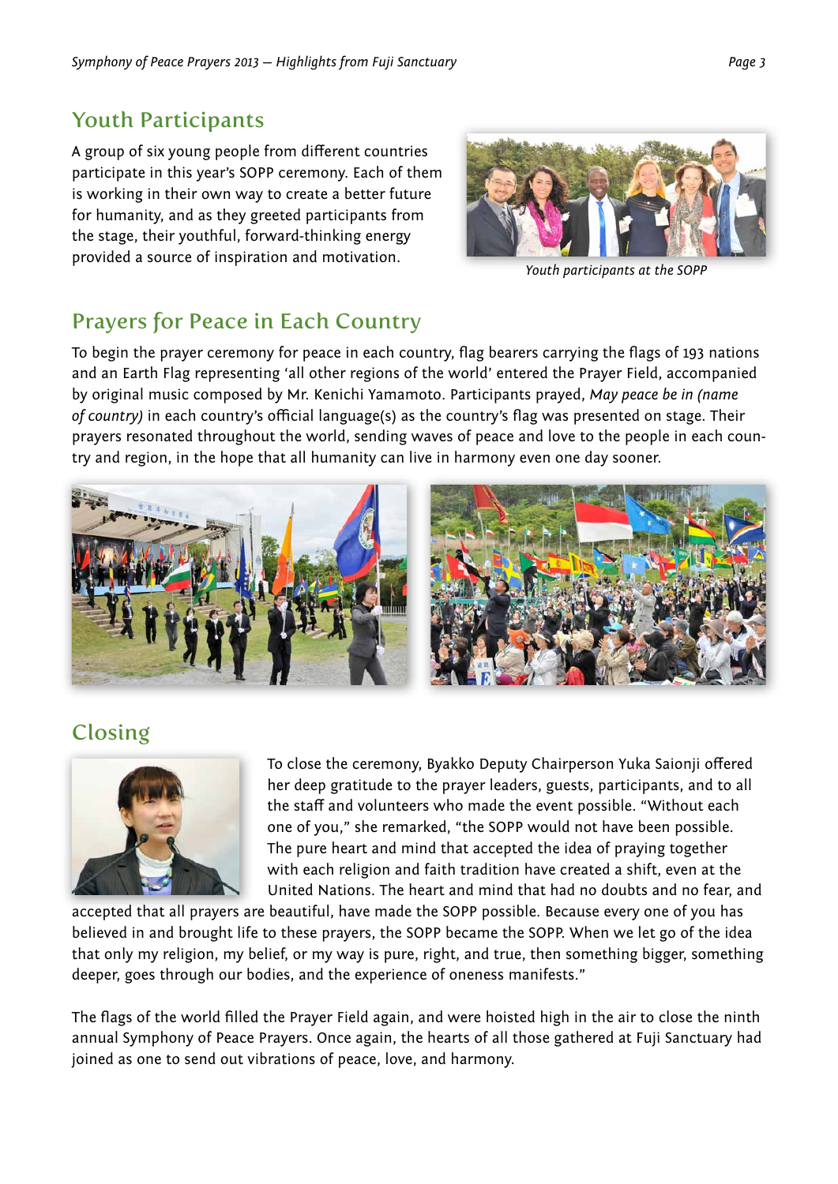## Youth Participants

A group of six young people from different countries participate in this year's SOPP ceremony. Each of them is working in their own way to create a better future for humanity, and as they greeted participants from the stage, their youthful, forward-thinking energy provided a source of inspiration and motivation.

*Youth participants at the SOPP*

## Prayers for Peace in Each Country

To begin the prayer ceremony for peace in each country, flag bearers carrying the flags of 193 nations and an Earth Flag representing 'all other regions of the world' entered the Prayer Field, accompanied by original music composed by Mr. Kenichi Yamamoto. Participants prayed, *May peace be in (name of country)* in each country's official language(s) as the country's flag was presented on stage. Their prayers resonated throughout the world, sending waves of peace and love to the people in each country and region, in the hope that all humanity can live in harmony even one day sooner.

## Closing

To close the ceremony, Byakko Deputy Chairperson Yuka Saionji offered her deep gratitude to the prayer leaders, guests, participants, and to all the staff and volunteers who made the event possible. "Without each one of you," she remarked, "the SOPP would not have been possible. The pure heart and mind that accepted the idea of praying together with each religion and faith tradition have created a shift, even at the United Nations. The heart and mind that had no doubts and no fear, and accepted that all prayers are beautiful, have made the SOPP possible. Because every one of you has believed in and brought life to these prayers, the SOPP became the SOPP. When we let go of the idea that only my religion, my belief, or my way is pure, right, and true, then something bigger, something deeper, goes through our bodies, and the experience of oneness manifests."

The flags of the world filled the Prayer Field again, and were hoisted high in the air to close the ninth annual Symphony of Peace Prayers. Once again, the hearts of all those gathered at Fuji Sanctuary had joined as one to send out vibrations of peace, love, and harmony.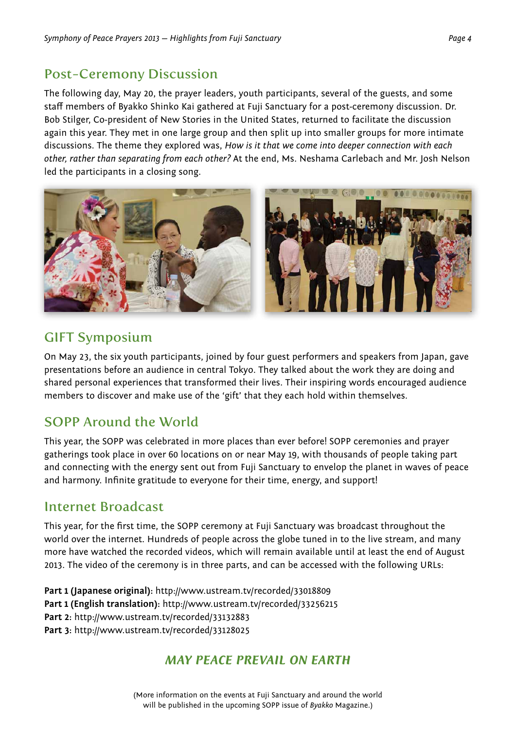## Post-Ceremony Discussion

The following day, May 20, the prayer leaders, youth participants, several of the guests, and some staff members of Byakko Shinko Kai gathered at Fuji Sanctuary for a post-ceremony discussion. Dr. Bob Stilger, Co-president of New Stories in the United States, returned to facilitate the discussion again this year. They met in one large group and then split up into smaller groups for more intimate discussions. The theme they explored was, *How is it that we come into deeper connection with each other, rather than separating from each other?* At the end, Ms. Neshama Carlebach and Mr. Josh Nelson led the participants in a closing song.

## GIFT Symposium

On May 23, the six youth participants, joined by four guest performers and speakers from Japan, gave presentations before an audience in central Tokyo. They talked about the work they are doing and shared personal experiences that transformed their lives. Their inspiring words encouraged audience members to discover and make use of the 'gift' that they each hold within themselves.

## SOPP Around the World

This year, the SOPP was celebrated in more places than ever before! SOPP ceremonies and prayer gatherings took place in over 60 locations on or near May 19, with thousands of people taking part and connecting with the energy sent out from Fuji Sanctuary to envelop the planet in waves of peace and harmony. Infinite gratitude to everyone for their time, energy, and support!

## Internet Broadcast

This year, for the first time, the SOPP ceremony at Fuji Sanctuary was broadcast throughout the world over the internet. Hundreds of people across the globe tuned in to the live stream, and many more have watched the recorded videos, which will remain available until at least the end of August 2013. The video of the ceremony is in three parts, and can be accessed with the following URLs:

**Part 1 (Japanese original):** http://www.ustream.tv/recorded/33018809
**Part 1 (English translation):** http://www.ustream.tv/recorded/33256215
**Part 2:** http://www.ustream.tv/recorded/33132883
**Part 3:** http://www.ustream.tv/recorded/33128025

***MAY PEACE PREVAIL ON EARTH***

(More information on the events at Fuji Sanctuary and around the world will be published in the upcoming SOPP issue of *Byakko* Magazine.)